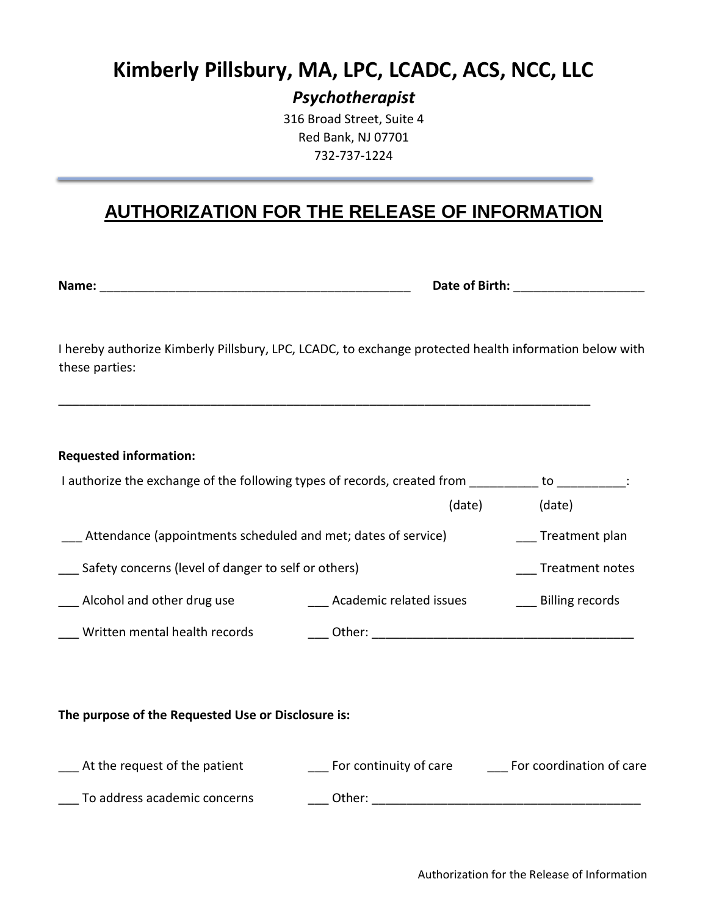# Kimberly Pillsbury, MA, LPC, LCADC, ACS, NCC, LLC

***Psychotherapist***

316 Broad Street, Suite 4
Red Bank, NJ 07701
732-737-1224

---

## AUTHORIZATION FOR THE RELEASE OF INFORMATION

**Name:** _______________________________________________ **Date of Birth:** ___________________

I hereby authorize Kimberly Pillsbury, LPC, LCADC, to exchange protected health information below with these parties:

________________________________________________________________________________

**Requested information:**

I authorize the exchange of the following types of records, created from __________ to __________:
(date) (date)

___ Attendance (appointments scheduled and met; dates of service)

___ Treatment plan

___ Safety concerns (level of danger to self or others)

___ Treatment notes

___ Alcohol and other drug use

___ Academic related issues

___ Billing records

___ Written mental health records

___ Other: ______________________________________

**The purpose of the Requested Use or Disclosure is:**

___ At the request of the patient

___ For continuity of care

___ For coordination of care

___ To address academic concerns

___ Other: ________________________________________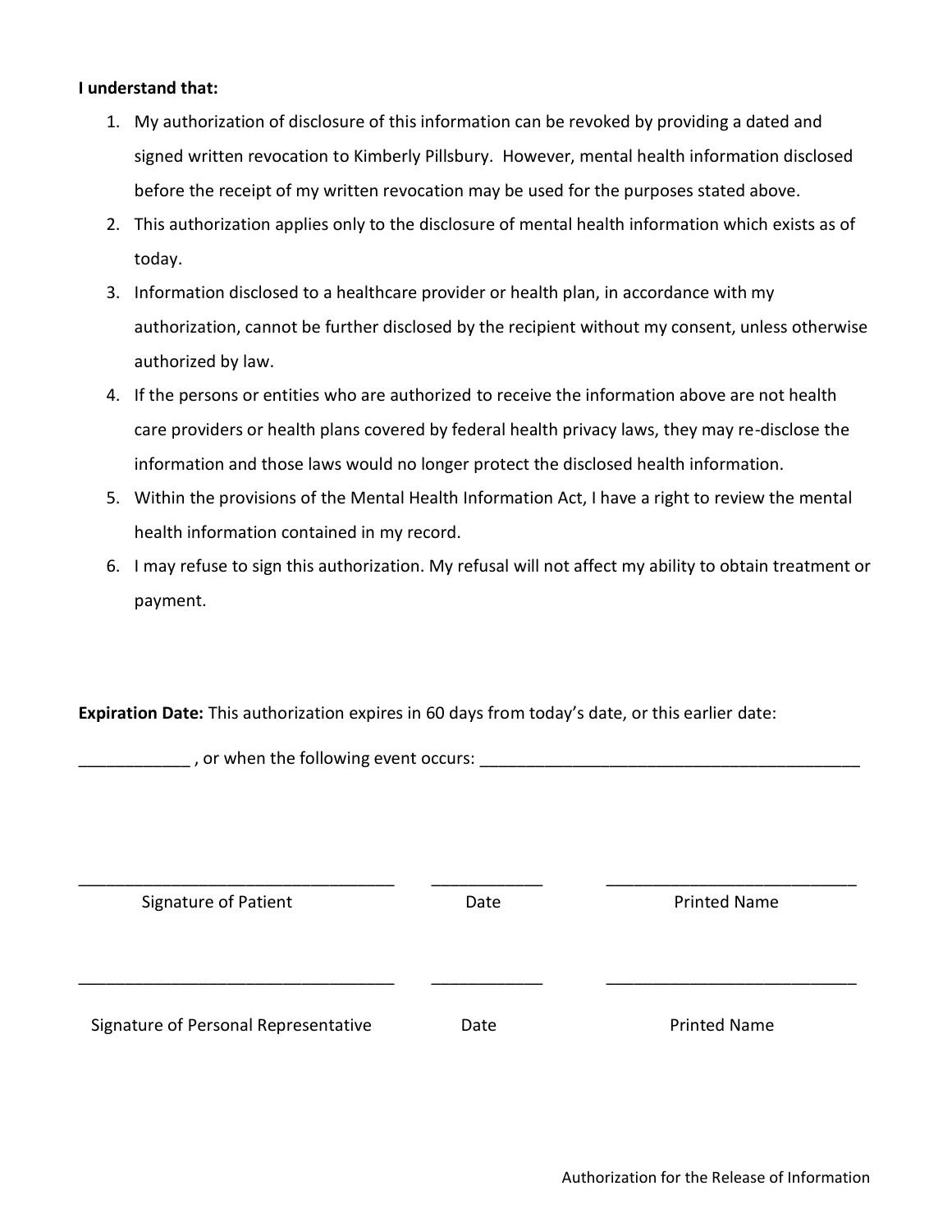**I understand that:**

1. My authorization of disclosure of this information can be revoked by providing a dated and signed written revocation to Kimberly Pillsbury. However, mental health information disclosed before the receipt of my written revocation may be used for the purposes stated above.
2. This authorization applies only to the disclosure of mental health information which exists as of today.
3. Information disclosed to a healthcare provider or health plan, in accordance with my authorization, cannot be further disclosed by the recipient without my consent, unless otherwise authorized by law.
4. If the persons or entities who are authorized to receive the information above are not health care providers or health plans covered by federal health privacy laws, they may re-disclose the information and those laws would no longer protect the disclosed health information.
5. Within the provisions of the Mental Health Information Act, I have a right to review the mental health information contained in my record.
6. I may refuse to sign this authorization. My refusal will not affect my ability to obtain treatment or payment.

**Expiration Date:** This authorization expires in 60 days from today's date, or this earlier date:

____________ , or when the following event occurs: __________________________________________

__________________________________ ____________ ____________________________

Signature of Patient Date Printed Name

__________________________________ ____________ ____________________________

Signature of Personal Representative Date Printed Name

Authorization for the Release of Information